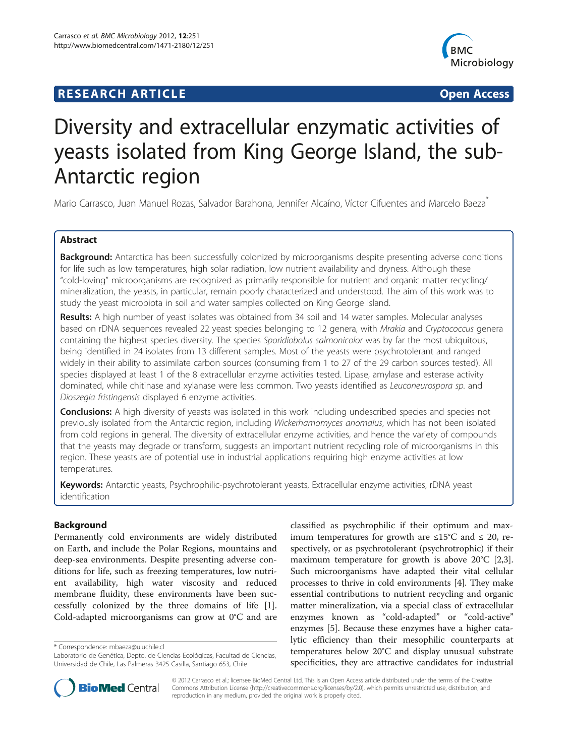RESEARCH ARTICLE Open Access

# Diversity and extracellular enzymatic activities of yeasts isolated from King George Island, the sub-Antarctic region

Mario Carrasco, Juan Manuel Rozas, Salvador Barahona, Jennifer Alcaíno, Víctor Cifuentes and Marcelo Baeza*

## Abstract

**Background:** Antarctica has been successfully colonized by microorganisms despite presenting adverse conditions for life such as low temperatures, high solar radiation, low nutrient availability and dryness. Although these "cold-loving" microorganisms are recognized as primarily responsible for nutrient and organic matter recycling/mineralization, the yeasts, in particular, remain poorly characterized and understood. The aim of this work was to study the yeast microbiota in soil and water samples collected on King George Island.

**Results:** A high number of yeast isolates was obtained from 34 soil and 14 water samples. Molecular analyses based on rDNA sequences revealed 22 yeast species belonging to 12 genera, with *Mrakia* and *Cryptococcus* genera containing the highest species diversity. The species *Sporidiobolus salmonicolor* was by far the most ubiquitous, being identified in 24 isolates from 13 different samples. Most of the yeasts were psychrotolerant and ranged widely in their ability to assimilate carbon sources (consuming from 1 to 27 of the 29 carbon sources tested). All species displayed at least 1 of the 8 extracellular enzyme activities tested. Lipase, amylase and esterase activity dominated, while chitinase and xylanase were less common. Two yeasts identified as *Leuconeurospora sp.* and *Dioszegia fristingensis* displayed 6 enzyme activities.

**Conclusions:** A high diversity of yeasts was isolated in this work including undescribed species and species not previously isolated from the Antarctic region, including *Wickerhamomyces anomalus*, which has not been isolated from cold regions in general. The diversity of extracellular enzyme activities, and hence the variety of compounds that the yeasts may degrade or transform, suggests an important nutrient recycling role of microorganisms in this region. These yeasts are of potential use in industrial applications requiring high enzyme activities at low temperatures.

**Keywords:** Antarctic yeasts, Psychrophilic-psychrotolerant yeasts, Extracellular enzyme activities, rDNA yeast identification

## Background

Permanently cold environments are widely distributed on Earth, and include the Polar Regions, mountains and deep-sea environments. Despite presenting adverse conditions for life, such as freezing temperatures, low nutrient availability, high water viscosity and reduced membrane fluidity, these environments have been successfully colonized by the three domains of life [1]. Cold-adapted microorganisms can grow at 0°C and are classified as psychrophilic if their optimum and maximum temperatures for growth are ≤15°C and ≤ 20, respectively, or as psychrotolerant (psychrotrophic) if their maximum temperature for growth is above 20°C [2,3]. Such microorganisms have adapted their vital cellular processes to thrive in cold environments [4]. They make essential contributions to nutrient recycling and organic matter mineralization, via a special class of extracellular enzymes known as "cold-adapted" or "cold-active" enzymes [5]. Because these enzymes have a higher catalytic efficiency than their mesophilic counterparts at temperatures below 20°C and display unusual substrate specificities, they are attractive candidates for industrial

\* Correspondence: mbaeza@u.uchile.cl
Laboratorio de Genética, Depto. de Ciencias Ecológicas, Facultad de Ciencias, Universidad de Chile, Las Palmeras 3425 Casilla, Santiago 653, Chile

© 2012 Carrasco et al.; licensee BioMed Central Ltd. This is an Open Access article distributed under the terms of the Creative Commons Attribution License (http://creativecommons.org/licenses/by/2.0), which permits unrestricted use, distribution, and reproduction in any medium, provided the original work is properly cited.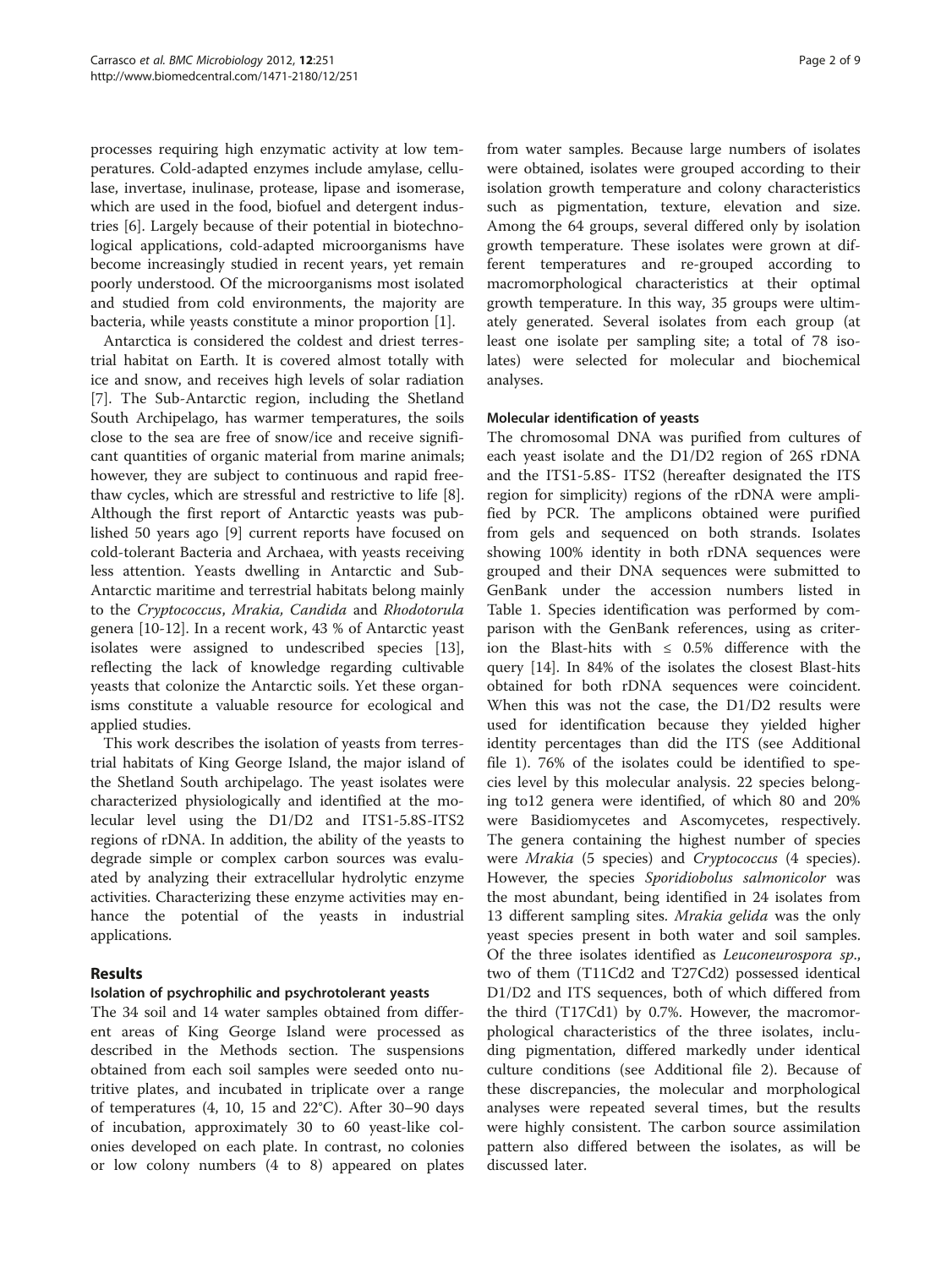processes requiring high enzymatic activity at low temperatures. Cold-adapted enzymes include amylase, cellulase, invertase, inulinase, protease, lipase and isomerase, which are used in the food, biofuel and detergent industries [6]. Largely because of their potential in biotechnological applications, cold-adapted microorganisms have become increasingly studied in recent years, yet remain poorly understood. Of the microorganisms most isolated and studied from cold environments, the majority are bacteria, while yeasts constitute a minor proportion [1].

Antarctica is considered the coldest and driest terrestrial habitat on Earth. It is covered almost totally with ice and snow, and receives high levels of solar radiation [7]. The Sub-Antarctic region, including the Shetland South Archipelago, has warmer temperatures, the soils close to the sea are free of snow/ice and receive significant quantities of organic material from marine animals; however, they are subject to continuous and rapid freethaw cycles, which are stressful and restrictive to life [8]. Although the first report of Antarctic yeasts was published 50 years ago [9] current reports have focused on cold-tolerant Bacteria and Archaea, with yeasts receiving less attention. Yeasts dwelling in Antarctic and Sub-Antarctic maritime and terrestrial habitats belong mainly to the *Cryptococcus*, *Mrakia, Candida* and *Rhodotorula* genera [10-12]. In a recent work, 43 % of Antarctic yeast isolates were assigned to undescribed species [13], reflecting the lack of knowledge regarding cultivable yeasts that colonize the Antarctic soils. Yet these organisms constitute a valuable resource for ecological and applied studies.

This work describes the isolation of yeasts from terrestrial habitats of King George Island, the major island of the Shetland South archipelago. The yeast isolates were characterized physiologically and identified at the molecular level using the D1/D2 and ITS1-5.8S-ITS2 regions of rDNA. In addition, the ability of the yeasts to degrade simple or complex carbon sources was evaluated by analyzing their extracellular hydrolytic enzyme activities. Characterizing these enzyme activities may enhance the potential of the yeasts in industrial applications.

## Results

### Isolation of psychrophilic and psychrotolerant yeasts

The 34 soil and 14 water samples obtained from different areas of King George Island were processed as described in the Methods section. The suspensions obtained from each soil samples were seeded onto nutritive plates, and incubated in triplicate over a range of temperatures (4, 10, 15 and 22°C). After 30–90 days of incubation, approximately 30 to 60 yeast-like colonies developed on each plate. In contrast, no colonies or low colony numbers (4 to 8) appeared on plates from water samples. Because large numbers of isolates were obtained, isolates were grouped according to their isolation growth temperature and colony characteristics such as pigmentation, texture, elevation and size. Among the 64 groups, several differed only by isolation growth temperature. These isolates were grown at different temperatures and re-grouped according to macromorphological characteristics at their optimal growth temperature. In this way, 35 groups were ultimately generated. Several isolates from each group (at least one isolate per sampling site; a total of 78 isolates) were selected for molecular and biochemical analyses.

### Molecular identification of yeasts

The chromosomal DNA was purified from cultures of each yeast isolate and the D1/D2 region of 26S rDNA and the ITS1-5.8S- ITS2 (hereafter designated the ITS region for simplicity) regions of the rDNA were amplified by PCR. The amplicons obtained were purified from gels and sequenced on both strands. Isolates showing 100% identity in both rDNA sequences were grouped and their DNA sequences were submitted to GenBank under the accession numbers listed in Table 1. Species identification was performed by comparison with the GenBank references, using as criterion the Blast-hits with ≤ 0.5% difference with the query [14]. In 84% of the isolates the closest Blast-hits obtained for both rDNA sequences were coincident. When this was not the case, the D1/D2 results were used for identification because they yielded higher identity percentages than did the ITS (see Additional file 1). 76% of the isolates could be identified to species level by this molecular analysis. 22 species belonging to12 genera were identified, of which 80 and 20% were Basidiomycetes and Ascomycetes, respectively. The genera containing the highest number of species were *Mrakia* (5 species) and *Cryptococcus* (4 species). However, the species *Sporidiobolus salmonicolor* was the most abundant, being identified in 24 isolates from 13 different sampling sites. *Mrakia gelida* was the only yeast species present in both water and soil samples. Of the three isolates identified as *Leuconeurospora sp.*, two of them (T11Cd2 and T27Cd2) possessed identical D1/D2 and ITS sequences, both of which differed from the third (T17Cd1) by 0.7%. However, the macromorphological characteristics of the three isolates, including pigmentation, differed markedly under identical culture conditions (see Additional file 2). Because of these discrepancies, the molecular and morphological analyses were repeated several times, but the results were highly consistent. The carbon source assimilation pattern also differed between the isolates, as will be discussed later.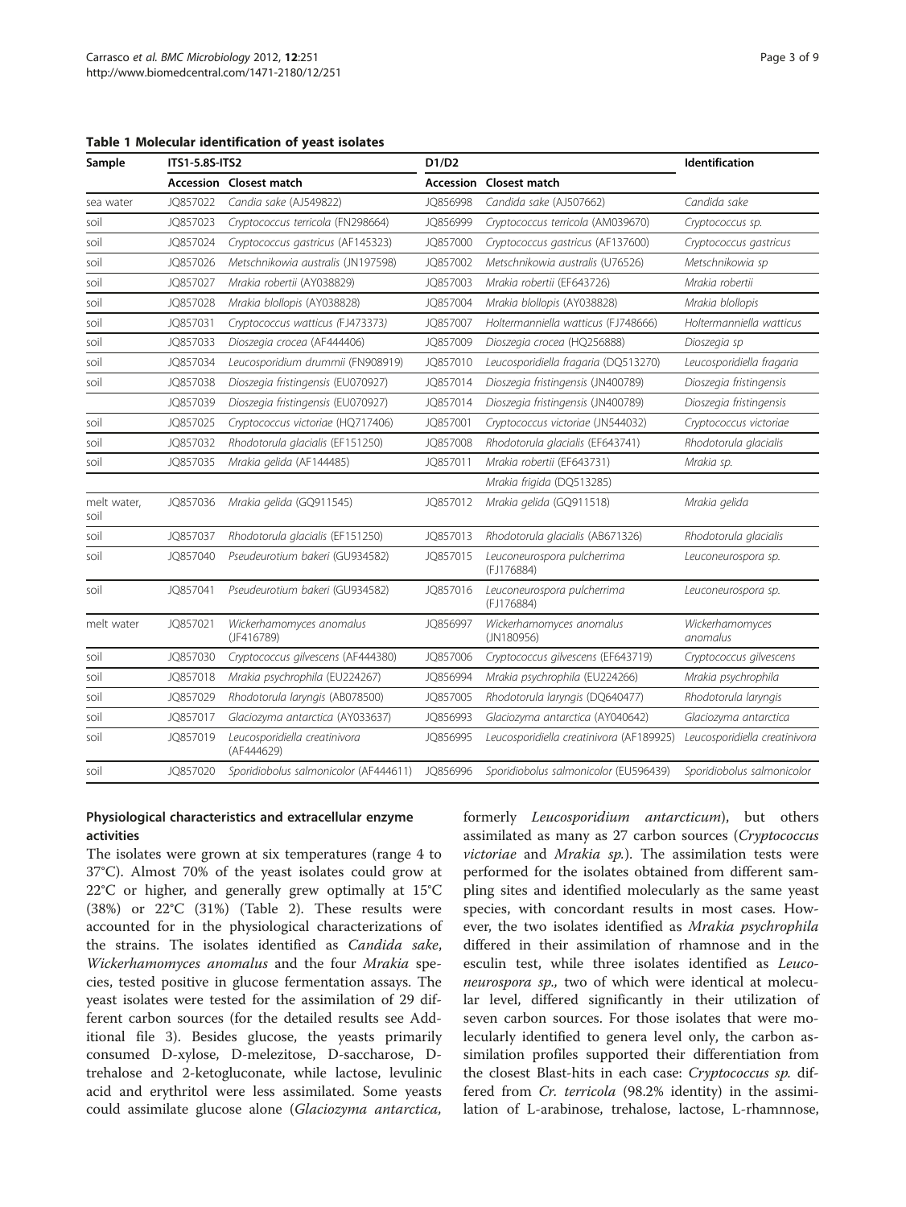**Table 1 Molecular identification of yeast isolates**

| Sample | ITS1-5.8S-ITS2 | | D1/D2 | | Identification |
|---|---|---|---|---|---|
| | Accession | Closest match | Accession | Closest match | |
| sea water | JQ857022 | *Candia sake* (AJ549822) | JQ856998 | *Candida sake* (AJ507662) | *Candida sake* |
| soil | JQ857023 | *Cryptococcus terricola* (FN298664) | JQ856999 | *Cryptococcus terricola* (AM039670) | *Cryptococcus sp.* |
| soil | JQ857024 | *Cryptococcus gastricus* (AF145323) | JQ857000 | *Cryptococcus gastricus* (AF137600) | *Cryptococcus gastricus* |
| soil | JQ857026 | *Metschnikowia australis* (JN197598) | JQ857002 | *Metschnikowia australis* (U76526) | *Metschnikowia sp* |
| soil | JQ857027 | *Mrakia robertii* (AY038829) | JQ857003 | *Mrakia robertii* (EF643726) | *Mrakia robertii* |
| soil | JQ857028 | *Mrakia blollopis* (AY038828) | JQ857004 | *Mrakia blollopis* (AY038828) | *Mrakia blollopis* |
| soil | JQ857031 | *Cryptococcus watticus* (FJ473373) | JQ857007 | *Holtermanniella watticus* (FJ748666) | *Holtermanniella watticus* |
| soil | JQ857033 | *Dioszegia crocea* (AF444406) | JQ857009 | *Dioszegia crocea* (HQ256888) | *Dioszegia sp* |
| soil | JQ857034 | *Leucosporidium drummii* (FN908919) | JQ857010 | *Leucosporidiella fragaria* (DQ513270) | *Leucosporidiella fragaria* |
| soil | JQ857038 | *Dioszegia fristingensis* (EU070927) | JQ857014 | *Dioszegia fristingensis* (JN400789) | *Dioszegia fristingensis* |
| | JQ857039 | *Dioszegia fristingensis* (EU070927) | JQ857014 | *Dioszegia fristingensis* (JN400789) | *Dioszegia fristingensis* |
| soil | JQ857025 | *Cryptococcus victoriae* (HQ717406) | JQ857001 | *Cryptococcus victoriae* (JN544032) | *Cryptococcus victoriae* |
| soil | JQ857032 | *Rhodotorula glacialis* (EF151250) | JQ857008 | *Rhodotorula glacialis* (EF643741) | *Rhodotorula glacialis* |
| soil | JQ857035 | *Mrakia gelida* (AF144485) | JQ857011 | *Mrakia robertii* (EF643731) | *Mrakia sp.* |
| | | | | *Mrakia frigida* (DQ513285) | |
| melt water, soil | JQ857036 | *Mrakia gelida* (GQ911545) | JQ857012 | *Mrakia gelida* (GQ911518) | *Mrakia gelida* |
| soil | JQ857037 | *Rhodotorula glacialis* (EF151250) | JQ857013 | *Rhodotorula glacialis* (AB671326) | *Rhodotorula glacialis* |
| soil | JQ857040 | *Pseudeurotium bakeri* (GU934582) | JQ857015 | *Leuconeurospora pulcherrima* (FJ176884) | *Leuconeurospora sp.* |
| soil | JQ857041 | *Pseudeurotium bakeri* (GU934582) | JQ857016 | *Leuconeurospora pulcherrima* (FJ176884) | *Leuconeurospora sp.* |
| melt water | JQ857021 | *Wickerhamomyces anomalus* (JF416789) | JQ856997 | *Wickerhamomyces anomalus* (JN180956) | *Wickerhamomyces anomalus* |
| soil | JQ857030 | *Cryptococcus gilvescens* (AF444380) | JQ857006 | *Cryptococcus gilvescens* (EF643719) | *Cryptococcus gilvescens* |
| soil | JQ857018 | *Mrakia psychrophila* (EU224267) | JQ856994 | *Mrakia psychrophila* (EU224266) | *Mrakia psychrophila* |
| soil | JQ857029 | *Rhodotorula laryngis* (AB078500) | JQ857005 | *Rhodotorula laryngis* (DQ640477) | *Rhodotorula laryngis* |
| soil | JQ857017 | *Glaciozyma antarctica* (AY033637) | JQ856993 | *Glaciozyma antarctica* (AY040642) | *Glaciozyma antarctica* |
| soil | JQ857019 | *Leucosporidiella creatinivora* (AF444629) | JQ856995 | *Leucosporidiella creatinivora* (AF189925) | *Leucosporidiella creatinivora* |
| soil | JQ857020 | *Sporidiobolus salmonicolor* (AF444611) | JQ856996 | *Sporidiobolus salmonicolor* (EU596439) | *Sporidiobolus salmonicolor* |

### Physiological characteristics and extracellular enzyme activities

The isolates were grown at six temperatures (range 4 to 37°C). Almost 70% of the yeast isolates could grow at 22°C or higher, and generally grew optimally at 15°C (38%) or 22°C (31%) (Table 2). These results were accounted for in the physiological characterizations of the strains. The isolates identified as *Candida sake*, *Wickerhamomyces anomalus* and the four *Mrakia* species, tested positive in glucose fermentation assays. The yeast isolates were tested for the assimilation of 29 different carbon sources (for the detailed results see Additional file 3). Besides glucose, the yeasts primarily consumed D-xylose, D-melezitose, D-saccharose, D-trehalose and 2-ketogluconate, while lactose, levulinic acid and erythritol were less assimilated. Some yeasts could assimilate glucose alone (*Glaciozyma antarctica*, formerly *Leucosporidium antarcticum*), but others assimilated as many as 27 carbon sources (*Cryptococcus victoriae* and *Mrakia sp.*). The assimilation tests were performed for the isolates obtained from different sampling sites and identified molecularly as the same yeast species, with concordant results in most cases. However, the two isolates identified as *Mrakia psychrophila* differed in their assimilation of rhamnose and in the esculin test, while three isolates identified as *Leuconeurospora sp.,* two of which were identical at molecular level, differed significantly in their utilization of seven carbon sources. For those isolates that were molecularly identified to genera level only, the carbon assimilation profiles supported their differentiation from the closest Blast-hits in each case: *Cryptococcus sp.* differed from *Cr. terricola* (98.2% identity) in the assimilation of L-arabinose, trehalose, lactose, L-rhamnose,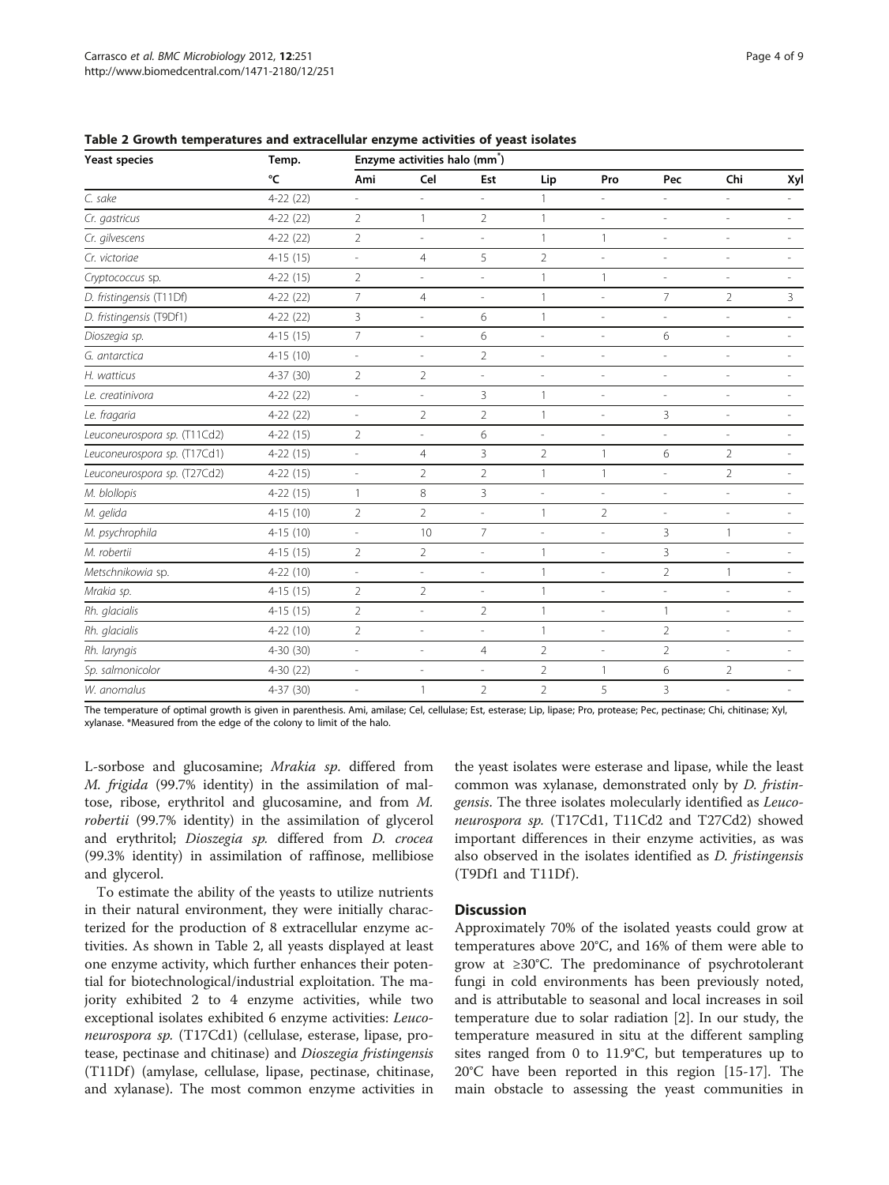**Table 2 Growth temperatures and extracellular enzyme activities of yeast isolates**

| Yeast species | Temp. | Enzyme activities halo (mm*) | | | | | | | |
|---|---|---|---|---|---|---|---|---|---|
| | °C | Ami | Cel | Est | Lip | Pro | Pec | Chi | Xyl |
| *C. sake* | 4-22 (22) | - | - | - | 1 | - | - | - | - |
| *Cr. gastricus* | 4-22 (22) | 2 | 1 | 2 | 1 | - | - | - | - |
| *Cr. gilvescens* | 4-22 (22) | 2 | - | - | 1 | 1 | - | - | - |
| *Cr. victoriae* | 4-15 (15) | - | 4 | 5 | 2 | - | - | - | - |
| *Cryptococcus* sp. | 4-22 (15) | 2 | - | - | 1 | 1 | - | - | - |
| *D. fristingensis* (T11Df) | 4-22 (22) | 7 | 4 | - | 1 | - | 7 | 2 | 3 |
| *D. fristingensis* (T9Df1) | 4-22 (22) | 3 | - | 6 | 1 | - | - | - | - |
| *Dioszegia* sp. | 4-15 (15) | 7 | - | 6 | - | - | 6 | - | - |
| *G. antarctica* | 4-15 (10) | - | - | 2 | - | - | - | - | - |
| *H. watticus* | 4-37 (30) | 2 | 2 | - | - | - | - | - | - |
| *Le. creatinivora* | 4-22 (22) | - | - | 3 | 1 | - | - | - | - |
| *Le. fragaria* | 4-22 (22) | - | 2 | 2 | 1 | - | 3 | - | - |
| *Leuconeurospora sp.* (T11Cd2) | 4-22 (15) | 2 | - | 6 | - | - | - | - | - |
| *Leuconeurospora sp.* (T17Cd1) | 4-22 (15) | - | 4 | 3 | 2 | 1 | 6 | 2 | - |
| *Leuconeurospora sp.* (T27Cd2) | 4-22 (15) | - | 2 | 2 | 1 | 1 | - | 2 | - |
| *M. blollopis* | 4-22 (15) | 1 | 8 | 3 | - | - | - | - | - |
| *M. gelida* | 4-15 (10) | 2 | 2 | - | 1 | 2 | - | - | - |
| *M. psychrophila* | 4-15 (10) | - | 10 | 7 | - | - | 3 | 1 | - |
| *M. robertii* | 4-15 (15) | 2 | 2 | - | 1 | - | 3 | - | - |
| *Metschnikowia* sp. | 4-22 (10) | - | - | - | 1 | - | 2 | 1 | - |
| *Mrakia* sp. | 4-15 (15) | 2 | 2 | - | 1 | - | - | - | - |
| *Rh. glacialis* | 4-15 (15) | 2 | - | 2 | 1 | - | 1 | - | - |
| *Rh. glacialis* | 4-22 (10) | 2 | - | - | 1 | - | 2 | - | - |
| *Rh. laryngis* | 4-30 (30) | - | - | 4 | 2 | - | 2 | - | - |
| *Sp. salmonicolor* | 4-30 (22) | - | - | - | 2 | 1 | 6 | 2 | - |
| *W. anomalus* | 4-37 (30) | - | 1 | 2 | 2 | 5 | 3 | - | - |

The temperature of optimal growth is given in parenthesis. Ami, amilase; Cel, cellulase; Est, esterase; Lip, lipase; Pro, protease; Pec, pectinase; Chi, chitinase; Xyl, xylanase. *Measured from the edge of the colony to limit of the halo.

L-sorbose and glucosamine; *Mrakia sp.* differed from *M. frigida* (99.7% identity) in the assimilation of maltose, ribose, erythritol and glucosamine, and from *M. robertii* (99.7% identity) in the assimilation of glycerol and erythritol; *Dioszegia sp.* differed from *D. crocea* (99.3% identity) in assimilation of raffinose, mellibiose and glycerol.

To estimate the ability of the yeasts to utilize nutrients in their natural environment, they were initially characterized for the production of 8 extracellular enzyme activities. As shown in Table 2, all yeasts displayed at least one enzyme activity, which further enhances their potential for biotechnological/industrial exploitation. The majority exhibited 2 to 4 enzyme activities, while two exceptional isolates exhibited 6 enzyme activities: *Leuconeurospora sp.* (T17Cd1) (cellulase, esterase, lipase, protease, pectinase and chitinase) and *Dioszegia fristingensis* (T11Df) (amylase, cellulase, lipase, pectinase, chitinase, and xylanase). The most common enzyme activities in the yeast isolates were esterase and lipase, while the least common was xylanase, demonstrated only by *D. fristingensis*. The three isolates molecularly identified as *Leuconeurospora sp.* (T17Cd1, T11Cd2 and T27Cd2) showed important differences in their enzyme activities, as was also observed in the isolates identified as *D. fristingensis* (T9Df1 and T11Df).

## Discussion

Approximately 70% of the isolated yeasts could grow at temperatures above 20°C, and 16% of them were able to grow at ≥30°C. The predominance of psychrotolerant fungi in cold environments has been previously noted, and is attributable to seasonal and local increases in soil temperature due to solar radiation [2]. In our study, the temperature measured in situ at the different sampling sites ranged from 0 to 11.9°C, but temperatures up to 20°C have been reported in this region [15-17]. The main obstacle to assessing the yeast communities in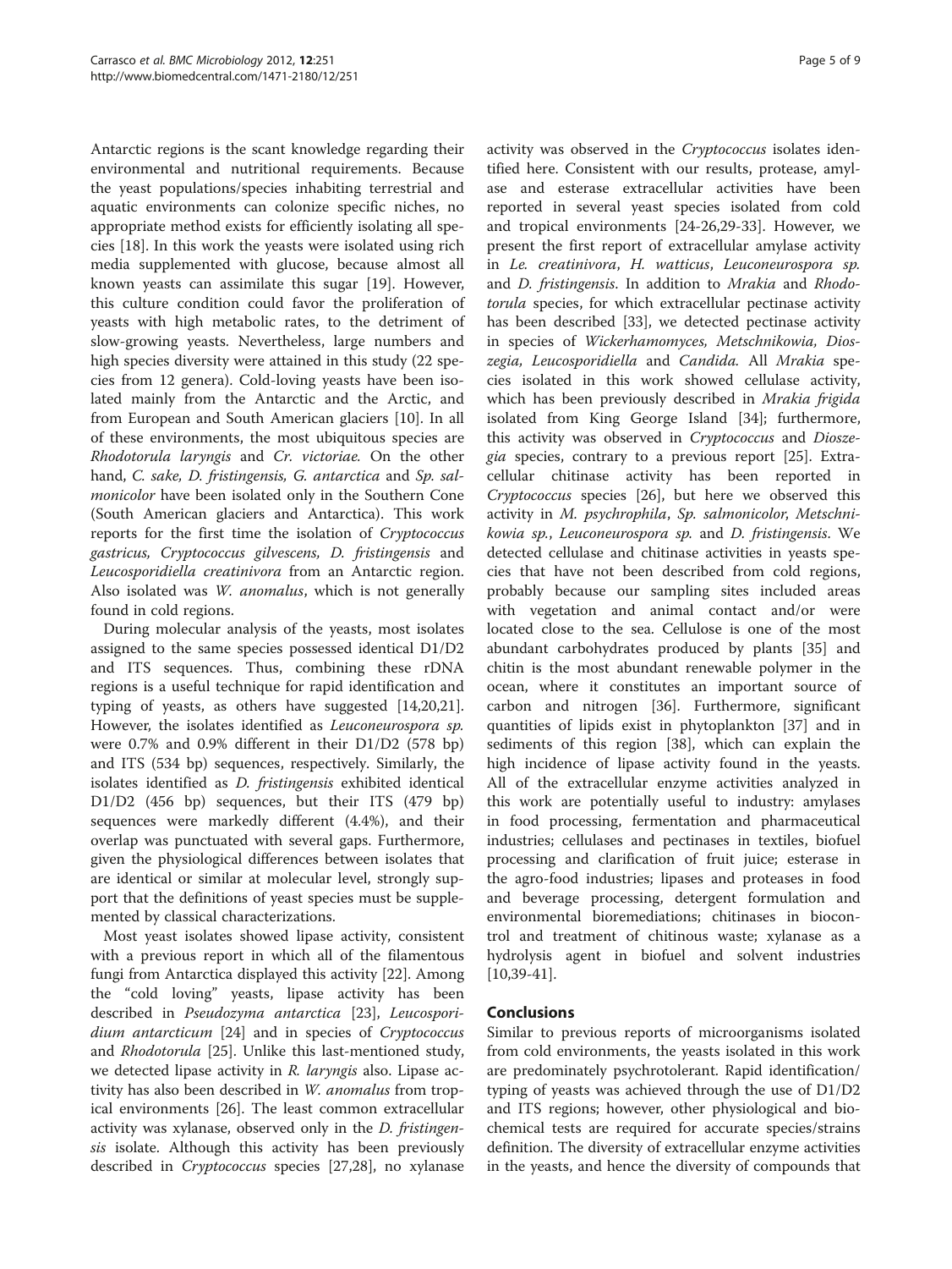Antarctic regions is the scant knowledge regarding their environmental and nutritional requirements. Because the yeast populations/species inhabiting terrestrial and aquatic environments can colonize specific niches, no appropriate method exists for efficiently isolating all species [18]. In this work the yeasts were isolated using rich media supplemented with glucose, because almost all known yeasts can assimilate this sugar [19]. However, this culture condition could favor the proliferation of yeasts with high metabolic rates, to the detriment of slow-growing yeasts. Nevertheless, large numbers and high species diversity were attained in this study (22 species from 12 genera). Cold-loving yeasts have been isolated mainly from the Antarctic and the Arctic, and from European and South American glaciers [10]. In all of these environments, the most ubiquitous species are *Rhodotorula laryngis* and *Cr. victoriae.* On the other hand, *C. sake, D. fristingensis, G. antarctica* and *Sp. salmonicolor* have been isolated only in the Southern Cone (South American glaciers and Antarctica). This work reports for the first time the isolation of *Cryptococcus gastricus, Cryptococcus gilvescens, D. fristingensis* and *Leucosporidiella creatinivora* from an Antarctic region. Also isolated was *W. anomalus*, which is not generally found in cold regions.

During molecular analysis of the yeasts, most isolates assigned to the same species possessed identical D1/D2 and ITS sequences. Thus, combining these rDNA regions is a useful technique for rapid identification and typing of yeasts, as others have suggested [14,20,21]. However, the isolates identified as *Leuconeurospora sp.* were 0.7% and 0.9% different in their D1/D2 (578 bp) and ITS (534 bp) sequences, respectively. Similarly, the isolates identified as *D. fristingensis* exhibited identical D1/D2 (456 bp) sequences, but their ITS (479 bp) sequences were markedly different (4.4%), and their overlap was punctuated with several gaps. Furthermore, given the physiological differences between isolates that are identical or similar at molecular level, strongly support that the definitions of yeast species must be supplemented by classical characterizations.

Most yeast isolates showed lipase activity, consistent with a previous report in which all of the filamentous fungi from Antarctica displayed this activity [22]. Among the "cold loving" yeasts, lipase activity has been described in *Pseudozyma antarctica* [23], *Leucosporidium antarcticum* [24] and in species of *Cryptococcus* and *Rhodotorula* [25]. Unlike this last-mentioned study, we detected lipase activity in *R. laryngis* also. Lipase activity has also been described in *W. anomalus* from tropical environments [26]. The least common extracellular activity was xylanase, observed only in the *D. fristingensis* isolate. Although this activity has been previously described in *Cryptococcus* species [27,28], no xylanase activity was observed in the *Cryptococcus* isolates identified here. Consistent with our results, protease, amylase and esterase extracellular activities have been reported in several yeast species isolated from cold and tropical environments [24-26,29-33]. However, we present the first report of extracellular amylase activity in *Le. creatinivora*, *H. watticus*, *Leuconeurospora sp.* and *D. fristingensis*. In addition to *Mrakia* and *Rhodotorula* species, for which extracellular pectinase activity has been described [33], we detected pectinase activity in species of *Wickerhamomyces, Metschnikowia, Dioszegia, Leucosporidiella* and *Candida.* All *Mrakia* species isolated in this work showed cellulase activity, which has been previously described in *Mrakia frigida* isolated from King George Island [34]; furthermore, this activity was observed in *Cryptococcus* and *Dioszegia* species, contrary to a previous report [25]. Extracellular chitinase activity has been reported in *Cryptococcus* species [26], but here we observed this activity in *M. psychrophila*, *Sp. salmonicolor*, *Metschnikowia sp.*, *Leuconeurospora sp.* and *D. fristingensis*. We detected cellulase and chitinase activities in yeasts species that have not been described from cold regions, probably because our sampling sites included areas with vegetation and animal contact and/or were located close to the sea. Cellulose is one of the most abundant carbohydrates produced by plants [35] and chitin is the most abundant renewable polymer in the ocean, where it constitutes an important source of carbon and nitrogen [36]. Furthermore, significant quantities of lipids exist in phytoplankton [37] and in sediments of this region [38], which can explain the high incidence of lipase activity found in the yeasts. All of the extracellular enzyme activities analyzed in this work are potentially useful to industry: amylases in food processing, fermentation and pharmaceutical industries; cellulases and pectinases in textiles, biofuel processing and clarification of fruit juice; esterase in the agro-food industries; lipases and proteases in food and beverage processing, detergent formulation and environmental bioremediations; chitinases in biocontrol and treatment of chitinous waste; xylanase as a hydrolysis agent in biofuel and solvent industries [10,39-41].

## Conclusions

Similar to previous reports of microorganisms isolated from cold environments, the yeasts isolated in this work are predominately psychrotolerant. Rapid identification/typing of yeasts was achieved through the use of D1/D2 and ITS regions; however, other physiological and biochemical tests are required for accurate species/strains definition. The diversity of extracellular enzyme activities in the yeasts, and hence the diversity of compounds that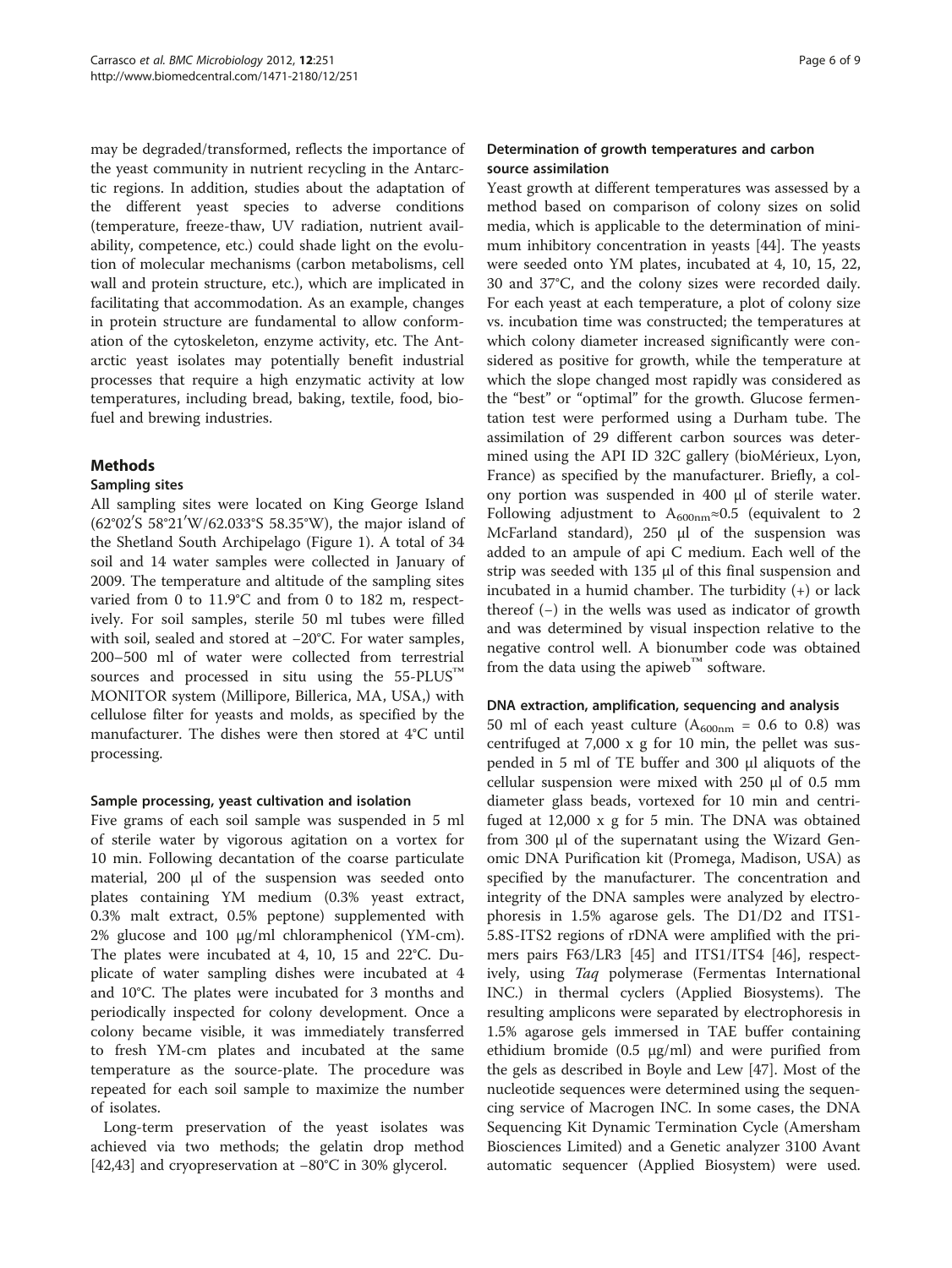may be degraded/transformed, reflects the importance of the yeast community in nutrient recycling in the Antarctic regions. In addition, studies about the adaptation of the different yeast species to adverse conditions (temperature, freeze-thaw, UV radiation, nutrient availability, competence, etc.) could shade light on the evolution of molecular mechanisms (carbon metabolisms, cell wall and protein structure, etc.), which are implicated in facilitating that accommodation. As an example, changes in protein structure are fundamental to allow conformation of the cytoskeleton, enzyme activity, etc. The Antarctic yeast isolates may potentially benefit industrial processes that require a high enzymatic activity at low temperatures, including bread, baking, textile, food, biofuel and brewing industries.

## Methods

### Sampling sites

All sampling sites were located on King George Island (62°02′S 58°21′W/62.033°S 58.35°W), the major island of the Shetland South Archipelago (Figure 1). A total of 34 soil and 14 water samples were collected in January of 2009. The temperature and altitude of the sampling sites varied from 0 to 11.9°C and from 0 to 182 m, respectively. For soil samples, sterile 50 ml tubes were filled with soil, sealed and stored at −20°C. For water samples, 200–500 ml of water were collected from terrestrial sources and processed in situ using the 55-PLUS™ MONITOR system (Millipore, Billerica, MA, USA,) with cellulose filter for yeasts and molds, as specified by the manufacturer. The dishes were then stored at 4°C until processing.

### Sample processing, yeast cultivation and isolation

Five grams of each soil sample was suspended in 5 ml of sterile water by vigorous agitation on a vortex for 10 min. Following decantation of the coarse particulate material, 200 μl of the suspension was seeded onto plates containing YM medium (0.3% yeast extract, 0.3% malt extract, 0.5% peptone) supplemented with 2% glucose and 100 μg/ml chloramphenicol (YM-cm). The plates were incubated at 4, 10, 15 and 22°C. Duplicate of water sampling dishes were incubated at 4 and 10°C. The plates were incubated for 3 months and periodically inspected for colony development. Once a colony became visible, it was immediately transferred to fresh YM-cm plates and incubated at the same temperature as the source-plate. The procedure was repeated for each soil sample to maximize the number of isolates.

Long-term preservation of the yeast isolates was achieved via two methods; the gelatin drop method [42,43] and cryopreservation at −80°C in 30% glycerol.

### Determination of growth temperatures and carbon source assimilation

Yeast growth at different temperatures was assessed by a method based on comparison of colony sizes on solid media, which is applicable to the determination of minimum inhibitory concentration in yeasts [44]. The yeasts were seeded onto YM plates, incubated at 4, 10, 15, 22, 30 and 37°C, and the colony sizes were recorded daily. For each yeast at each temperature, a plot of colony size vs. incubation time was constructed; the temperatures at which colony diameter increased significantly were considered as positive for growth, while the temperature at which the slope changed most rapidly was considered as the "best" or "optimal" for the growth. Glucose fermentation test were performed using a Durham tube. The assimilation of 29 different carbon sources was determined using the API ID 32C gallery (bioMérieux, Lyon, France) as specified by the manufacturer. Briefly, a colony portion was suspended in 400 μl of sterile water. Following adjustment to $A_{600nm}\approx 0.5$ (equivalent to 2 McFarland standard), 250 μl of the suspension was added to an ampule of api C medium. Each well of the strip was seeded with 135 μl of this final suspension and incubated in a humid chamber. The turbidity (+) or lack thereof (–) in the wells was used as indicator of growth and was determined by visual inspection relative to the negative control well. A bionumber code was obtained from the data using the apiweb™ software.

### DNA extraction, amplification, sequencing and analysis

50 ml of each yeast culture ($A_{600nm}$ = 0.6 to 0.8) was centrifuged at 7,000 x g for 10 min, the pellet was suspended in 5 ml of TE buffer and 300 μl aliquots of the cellular suspension were mixed with 250 μl of 0.5 mm diameter glass beads, vortexed for 10 min and centrifuged at 12,000 x g for 5 min. The DNA was obtained from 300 μl of the supernatant using the Wizard Genomic DNA Purification kit (Promega, Madison, USA) as specified by the manufacturer. The concentration and integrity of the DNA samples were analyzed by electrophoresis in 1.5% agarose gels. The D1/D2 and ITS1-5.8S-ITS2 regions of rDNA were amplified with the primers pairs F63/LR3 [45] and ITS1/ITS4 [46], respectively, using *Taq* polymerase (Fermentas International INC.) in thermal cyclers (Applied Biosystems). The resulting amplicons were separated by electrophoresis in 1.5% agarose gels immersed in TAE buffer containing ethidium bromide (0.5 μg/ml) and were purified from the gels as described in Boyle and Lew [47]. Most of the nucleotide sequences were determined using the sequencing service of Macrogen INC. In some cases, the DNA Sequencing Kit Dynamic Termination Cycle (Amersham Biosciences Limited) and a Genetic analyzer 3100 Avant automatic sequencer (Applied Biosystem) were used.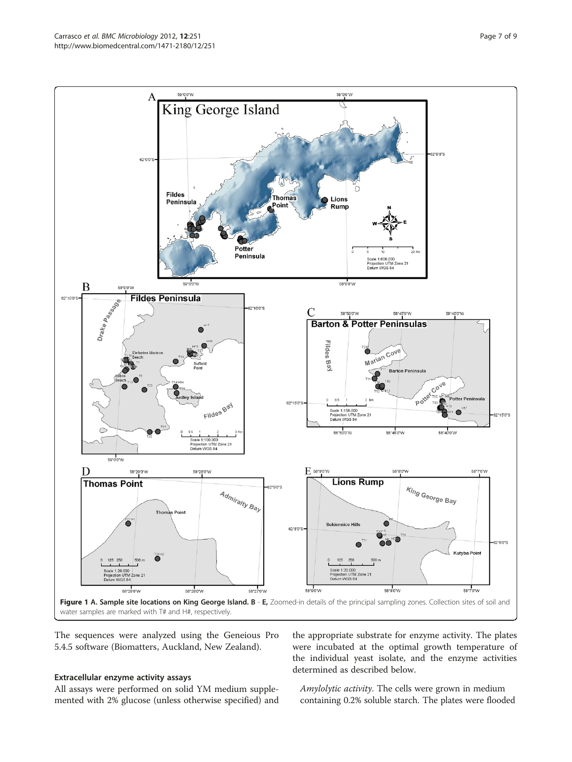**Figure 1 A. Sample site locations on King George Island. B - E,** Zoomed-in details of the principal sampling zones. Collection sites of soil and water samples are marked with T# and H#, respectively.

The sequences were analyzed using the Geneious Pro 5.4.5 software (Biomatters, Auckland, New Zealand).

### Extracellular enzyme activity assays

All assays were performed on solid YM medium supplemented with 2% glucose (unless otherwise specified) and the appropriate substrate for enzyme activity. The plates were incubated at the optimal growth temperature of the individual yeast isolate, and the enzyme activities determined as described below.

*Amylolytic activity*. The cells were grown in medium containing 0.2% soluble starch. The plates were flooded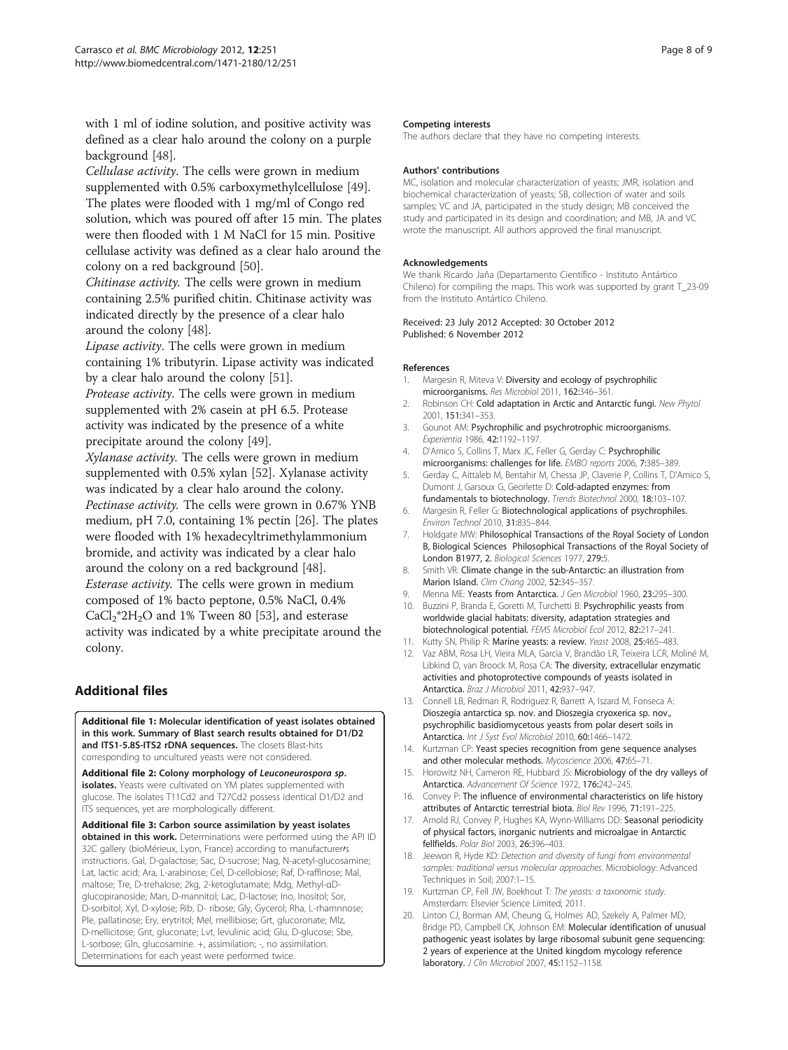with 1 ml of iodine solution, and positive activity was defined as a clear halo around the colony on a purple background [48].

*Cellulase activity*. The cells were grown in medium supplemented with 0.5% carboxymethylcellulose [49]. The plates were flooded with 1 mg/ml of Congo red solution, which was poured off after 15 min. The plates were then flooded with 1 M NaCl for 15 min. Positive cellulase activity was defined as a clear halo around the colony on a red background [50].

*Chitinase activity*. The cells were grown in medium containing 2.5% purified chitin. Chitinase activity was indicated directly by the presence of a clear halo around the colony [48].

*Lipase activity*. The cells were grown in medium containing 1% tributyrin. Lipase activity was indicated by a clear halo around the colony [51].

*Protease activity*. The cells were grown in medium supplemented with 2% casein at pH 6.5. Protease activity was indicated by the presence of a white precipitate around the colony [49].

*Xylanase activity*. The cells were grown in medium supplemented with 0.5% xylan [52]. Xylanase activity was indicated by a clear halo around the colony.

*Pectinase activity*. The cells were grown in 0.67% YNB medium, pH 7.0, containing 1% pectin [26]. The plates were flooded with 1% hexadecyltrimethylammonium bromide, and activity was indicated by a clear halo around the colony on a red background [48].

*Esterase activity*. The cells were grown in medium composed of 1% bacto peptone, 0.5% NaCl, 0.4% $CaCl_2*2H_2O$ and 1% Tween 80 [53], and esterase activity was indicated by a white precipitate around the colony.

## Additional files

**Additional file 1: Molecular identification of yeast isolates obtained in this work. Summary of Blast search results obtained for D1/D2 and ITS1-5.8S-ITS2 rDNA sequences.** The closets Blast-hits corresponding to uncultured yeasts were not considered.

**Additional file 2: Colony morphology of *Leuconeurospora sp.* isolates.** Yeasts were cultivated on YM plates supplemented with glucose. The isolates T11Cd2 and T27Cd2 possess identical D1/D2 and ITS sequences, yet are morphologically different.

**Additional file 3: Carbon source assimilation by yeast isolates obtained in this work.** Determinations were performed using the API ID 32C gallery (bioMérieux, Lyon, France) according to manufacturer's instructions. Gal, D-galactose; Sac, D-sucrose; Nag, N-acetyl-glucosamine; Lat, lactic acid; Ara, L-arabinose; Cel, D-cellobiose; Raf, D-raffinose; Mal, maltose; Tre, D-trehalose; 2kg, 2-ketoglutamate; Mdg, Methyl-αD-glucopiranoside; Man, D-mannitol; Lac, D-lactose; Ino, Inositol; Sor, D-sorbitol; Xyl, D-xylose; Rib, D- ribose; Gly, Gycerol; Rha, L-rhamnnose; Ple, pallatinose; Ery, erytritol; Mel, mellibiose; Grt, glucoronate; Mlz, D-mellicitose; Gnt, gluconate; Lvt, levulinic acid; Glu, D-glucose; Sbe, L-sorbose; Gln, glucosamine. +, assimilation; -, no assimilation. Determinations for each yeast were performed twice.

### Competing interests
The authors declare that they have no competing interests.

### Authors' contributions
MC, isolation and molecular characterization of yeasts; JMR, isolation and biochemical characterization of yeasts; SB, collection of water and soils samples; VC and JA, participated in the study design; MB conceived the study and participated in its design and coordination; and MB, JA and VC wrote the manuscript. All authors approved the final manuscript.

### Acknowledgements
We thank Ricardo Jaña (Departamento Científico - Instituto Antártico Chileno) for compiling the maps. This work was supported by grant T_23-09 from the Instituto Antártico Chileno.

Received: 23 July 2012 Accepted: 30 October 2012
Published: 6 November 2012

### References

1. Margesin R, Miteva V: **Diversity and ecology of psychrophilic microorganisms.** *Res Microbiol* 2011, **162**:346–361.
2. Robinson CH: **Cold adaptation in Arctic and Antarctic fungi.** *New Phytol* 2001, **151**:341–353.
3. Gounot AM: **Psychrophilic and psychrotrophic microorganisms.** *Experientia* 1986, **42**:1192–1197.
4. D'Amico S, Collins T, Marx JC, Feller G, Gerday C: **Psychrophilic microorganisms: challenges for life.** *EMBO reports* 2006, **7**:385–389.
5. Gerday C, Aittaleb M, Bentahir M, Chessa JP, Claverie P, Collins T, D'Amico S, Dumont J, Garsoux G, Georlette D: **Cold-adapted enzymes: from fundamentals to biotechnology.** *Trends Biotechnol* 2000, **18**:103–107.
6. Margesin R, Feller G: **Biotechnological applications of psychrophiles.** *Environ Technol* 2010, **31**:835–844.
7. Holdgate MW: **Philosophical Transactions of the Royal Society of London B, Biological Sciences Philosophical Transactions of the Royal Society of London B1977, 2.** *Biological Sciences* 1977, **279**:5.
8. Smith VR: **Climate change in the sub-Antarctic: an illustration from Marion Island.** *Clim Chang* 2002, **52**:345–357.
9. Menna ME: **Yeasts from Antarctica.** *J Gen Microbiol* 1960, **23**:295–300.
10. Buzzini P, Branda E, Goretti M, Turchetti B: **Psychrophilic yeasts from worldwide glacial habitats: diversity, adaptation strategies and biotechnological potential.** *FEMS Microbiol Ecol* 2012, **82**:217–241.
11. Kutty SN, Philip R: **Marine yeasts: a review.** *Yeast* 2008, **25**:465–483.
12. Vaz ABM, Rosa LH, Vieira MLA, Garcia V, Brandão LR, Teixeira LCR, Moliné M, Libkind D, van Broock M, Rosa CA: **The diversity, extracellular enzymatic activities and photoprotective compounds of yeasts isolated in Antarctica.** *Braz J Microbiol* 2011, **42**:937–947.
13. Connell LB, Redman R, Rodriguez R, Barrett A, Iszard M, Fonseca A: **Dioszegia antarctica sp. nov. and Dioszegia cryoxerica sp. nov., psychrophilic basidiomycetous yeasts from polar desert soils in Antarctica.** *Int J Syst Evol Microbiol* 2010, **60**:1466–1472.
14. Kurtzman CP: **Yeast species recognition from gene sequence analyses and other molecular methods.** *Mycoscience* 2006, **47**:65–71.
15. Horowitz NH, Cameron RE, Hubbard JS: **Microbiology of the dry valleys of Antarctica.** *Advancement Of Science* 1972, **176**:242–245.
16. Convey P: **The influence of environmental characteristics on life history attributes of Antarctic terrestrial biota.** *Biol Rev* 1996, **71**:191–225.
17. Arnold RJ, Convey P, Hughes KA, Wynn-Williams DD: **Seasonal periodicity of physical factors, inorganic nutrients and microalgae in Antarctic fellfields.** *Polar Biol* 2003, **26**:396–403.
18. Jeewon R, Hyde KD: *Detection and diversity of fungi from environmental samples: traditional versus molecular approaches*. Microbiology: Advanced Techniques in Soil; 2007:1–15.
19. Kurtzman CP, Fell JW, Boekhout T: *The yeasts: a taxonomic study*. Amsterdam: Elsevier Science Limited; 2011.
20. Linton CJ, Borman AM, Cheung G, Holmes AD, Szekely A, Palmer MD, Bridge PD, Campbell CK, Johnson EM: **Molecular identification of unusual pathogenic yeast isolates by large ribosomal subunit gene sequencing: 2 years of experience at the United kingdom mycology reference laboratory.** *J Clin Microbiol* 2007, **45**:1152–1158.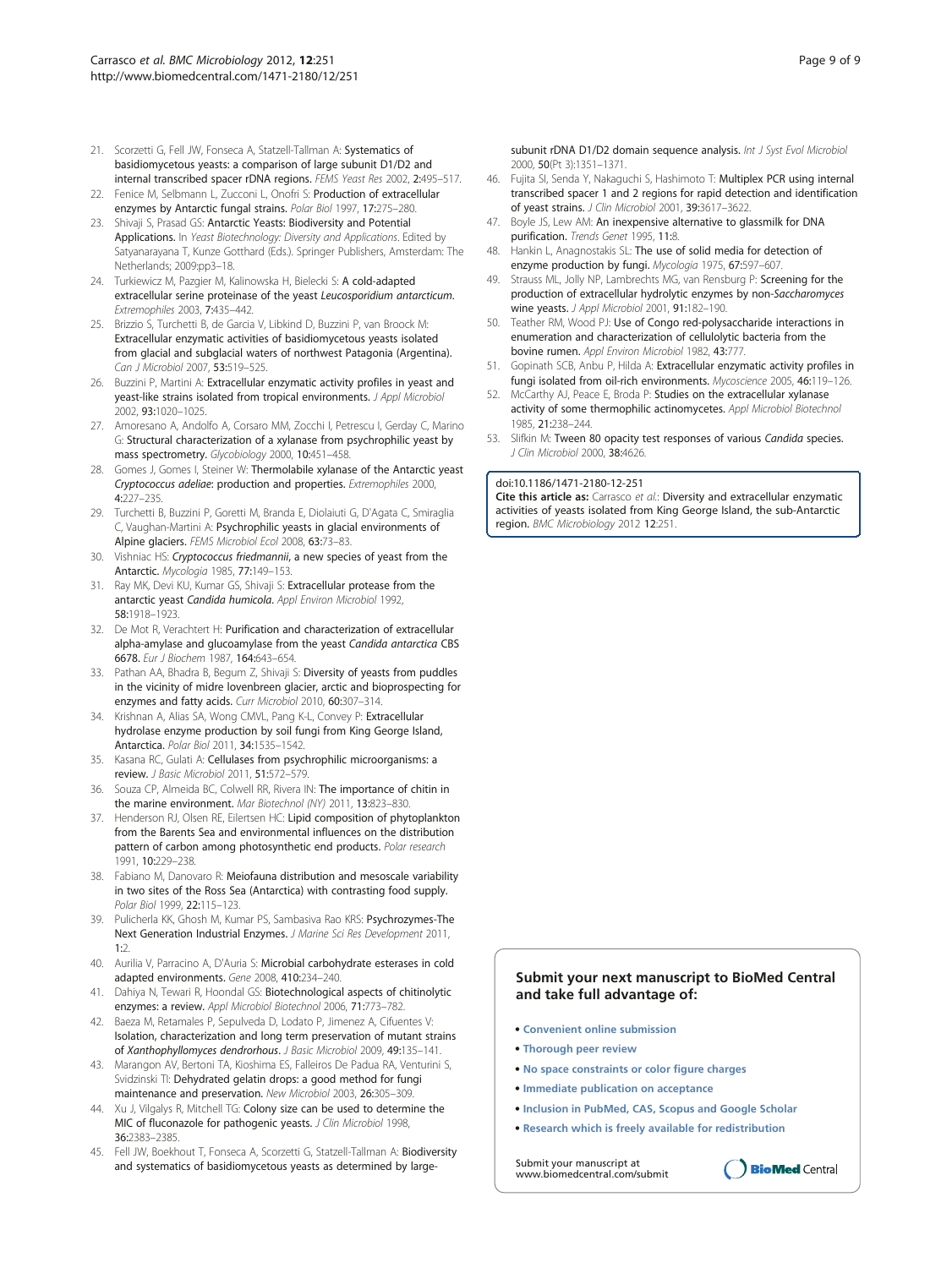21. Scorzetti G, Fell JW, Fonseca A, Statzell-Tallman A: **Systematics of basidiomycetous yeasts: a comparison of large subunit D1/D2 and internal transcribed spacer rDNA regions.** *FEMS Yeast Res* 2002, **2:**495–517.
22. Fenice M, Selbmann L, Zucconi L, Onofri S: **Production of extracellular enzymes by Antarctic fungal strains.** *Polar Biol* 1997, **17:**275–280.
23. Shivaji S, Prasad GS: **Antarctic Yeasts: Biodiversity and Potential Applications.** In *Yeast Biotechnology: Diversity and Applications*. Edited by Satyanarayana T, Kunze Gotthard (Eds.). Springer Publishers, Amsterdam: The Netherlands; 2009:pp3–18.
24. Turkiewicz M, Pazgier M, Kalinowska H, Bielecki S: **A cold-adapted extracellular serine proteinase of the yeast *Leucosporidium antarcticum*.** *Extremophiles* 2003, **7:**435–442.
25. Brizzio S, Turchetti B, de Garcia V, Libkind D, Buzzini P, van Broock M: **Extracellular enzymatic activities of basidiomycetous yeasts isolated from glacial and subglacial waters of northwest Patagonia (Argentina).** *Can J Microbiol* 2007, **53:**519–525.
26. Buzzini P, Martini A: **Extracellular enzymatic activity profiles in yeast and yeast-like strains isolated from tropical environments.** *J Appl Microbiol* 2002, **93:**1020–1025.
27. Amoresano A, Andolfo A, Corsaro MM, Zocchi I, Petrescu I, Gerday C, Marino G: **Structural characterization of a xylanase from psychrophilic yeast by mass spectrometry.** *Glycobiology* 2000, **10:**451–458.
28. Gomes J, Gomes I, Steiner W: **Thermolabile xylanase of the Antarctic yeast *Cryptococcus adeliae*: production and properties.** *Extremophiles* 2000, **4:**227–235.
29. Turchetti B, Buzzini P, Goretti M, Branda E, Diolaiuti G, D'Agata C, Smiraglia C, Vaughan-Martini A: **Psychrophilic yeasts in glacial environments of Alpine glaciers.** *FEMS Microbiol Ecol* 2008, **63:**73–83.
30. Vishniac HS: ***Cryptococcus friedmannii*, a new species of yeast from the Antarctic.** *Mycologia* 1985, **77:**149–153.
31. Ray MK, Devi KU, Kumar GS, Shivaji S: **Extracellular protease from the antarctic yeast *Candida humicola*.** *Appl Environ Microbiol* 1992, **58:**1918–1923.
32. De Mot R, Verachtert H: **Purification and characterization of extracellular alpha-amylase and glucoamylase from the yeast *Candida antarctica* CBS 6678.** *Eur J Biochem* 1987, **164:**643–654.
33. Pathan AA, Bhadra B, Begum Z, Shivaji S: **Diversity of yeasts from puddles in the vicinity of midre lovenbreen glacier, arctic and bioprospecting for enzymes and fatty acids.** *Curr Microbiol* 2010, **60:**307–314.
34. Krishnan A, Alias SA, Wong CMVL, Pang K-L, Convey P: **Extracellular hydrolase enzyme production by soil fungi from King George Island, Antarctica.** *Polar Biol* 2011, **34:**1535–1542.
35. Kasana RC, Gulati A: **Cellulases from psychrophilic microorganisms: a review.** *J Basic Microbiol* 2011, **51:**572–579.
36. Souza CP, Almeida BC, Colwell RR, Rivera IN: **The importance of chitin in the marine environment.** *Mar Biotechnol (NY)* 2011, **13:**823–830.
37. Henderson RJ, Olsen RE, Eilertsen HC: **Lipid composition of phytoplankton from the Barents Sea and environmental influences on the distribution pattern of carbon among photosynthetic end products.** *Polar research* 1991, **10:**229–238.
38. Fabiano M, Danovaro R: **Meiofauna distribution and mesoscale variability in two sites of the Ross Sea (Antarctica) with contrasting food supply.** *Polar Biol* 1999, **22:**115–123.
39. Pulicherla KK, Ghosh M, Kumar PS, Sambasiva Rao KRS: **Psychrozymes-The Next Generation Industrial Enzymes.** *J Marine Sci Res Development* 2011, **1:**2.
40. Aurilia V, Parracino A, D'Auria S: **Microbial carbohydrate esterases in cold adapted environments.** *Gene* 2008, **410:**234–240.
41. Dahiya N, Tewari R, Hoondal GS: **Biotechnological aspects of chitinolytic enzymes: a review.** *Appl Microbiol Biotechnol* 2006, **71:**773–782.
42. Baeza M, Retamales P, Sepulveda D, Lodato P, Jimenez A, Cifuentes V: **Isolation, characterization and long term preservation of mutant strains of *Xanthophyllomyces dendrorhous*.** *J Basic Microbiol* 2009, **49:**135–141.
43. Marangon AV, Bertoni TA, Kioshima ES, Falleiros De Padua RA, Venturini S, Svidzinski TI: **Dehydrated gelatin drops: a good method for fungi maintenance and preservation.** *New Microbiol* 2003, **26:**305–309.
44. Xu J, Vilgalys R, Mitchell TG: **Colony size can be used to determine the MIC of fluconazole for pathogenic yeasts.** *J Clin Microbiol* 1998, **36:**2383–2385.
45. Fell JW, Boekhout T, Fonseca A, Scorzetti G, Statzell-Tallman A: **Biodiversity and systematics of basidiomycetous yeasts as determined by large-subunit rDNA D1/D2 domain sequence analysis.** *Int J Syst Evol Microbiol* 2000, **50**(Pt 3):1351–1371.
46. Fujita SI, Senda Y, Nakaguchi S, Hashimoto T: **Multiplex PCR using internal transcribed spacer 1 and 2 regions for rapid detection and identification of yeast strains.** *J Clin Microbiol* 2001, **39:**3617–3622.
47. Boyle JS, Lew AM: **An inexpensive alternative to glassmilk for DNA purification.** *Trends Genet* 1995, **11:**8.
48. Hankin L, Anagnostakis SL: **The use of solid media for detection of enzyme production by fungi.** *Mycologia* 1975, **67:**597–607.
49. Strauss ML, Jolly NP, Lambrechts MG, van Rensburg P: **Screening for the production of extracellular hydrolytic enzymes by non-*Saccharomyces* wine yeasts.** *J Appl Microbiol* 2001, **91:**182–190.
50. Teather RM, Wood PJ: **Use of Congo red-polysaccharide interactions in enumeration and characterization of cellulolytic bacteria from the bovine rumen.** *Appl Environ Microbiol* 1982, **43:**777.
51. Gopinath SCB, Anbu P, Hilda A: **Extracellular enzymatic activity profiles in fungi isolated from oil-rich environments.** *Mycoscience* 2005, **46:**119–126.
52. McCarthy AJ, Peace E, Broda P: **Studies on the extracellular xylanase activity of some thermophilic actinomycetes.** *Appl Microbiol Biotechnol* 1985, **21:**238–244.
53. Slifkin M: **Tween 80 opacity test responses of various *Candida* species.** *J Clin Microbiol* 2000, **38:**4626.

doi:10.1186/1471-2180-12-251

**Cite this article as:** Carrasco *et al.*: Diversity and extracellular enzymatic activities of yeasts isolated from King George Island, the sub-Antarctic region. *BMC Microbiology* 2012 **12**:251.

**Submit your next manuscript to BioMed Central and take full advantage of:**

- **Convenient online submission**
- **Thorough peer review**
- **No space constraints or color figure charges**
- **Immediate publication on acceptance**
- **Inclusion in PubMed, CAS, Scopus and Google Scholar**
- **Research which is freely available for redistribution**

Submit your manuscript at www.biomedcentral.com/submit

BioMed Central